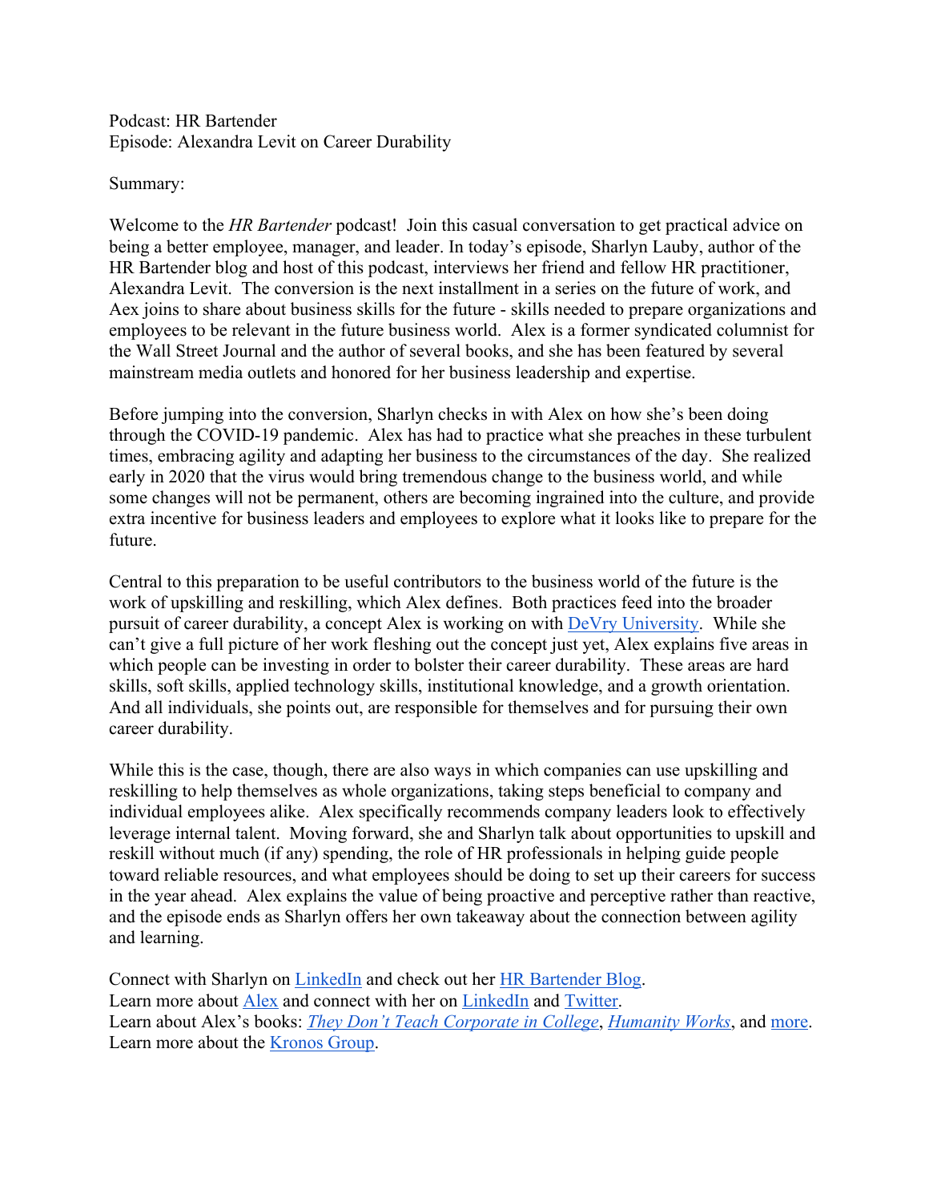Podcast: HR Bartender
Episode: Alexandra Levit on Career Durability

Summary:

Welcome to the *HR Bartender* podcast! Join this casual conversation to get practical advice on being a better employee, manager, and leader. In today's episode, Sharlyn Lauby, author of the HR Bartender blog and host of this podcast, interviews her friend and fellow HR practitioner, Alexandra Levit. The conversion is the next installment in a series on the future of work, and Aex joins to share about business skills for the future - skills needed to prepare organizations and employees to be relevant in the future business world. Alex is a former syndicated columnist for the Wall Street Journal and the author of several books, and she has been featured by several mainstream media outlets and honored for her business leadership and expertise.

Before jumping into the conversion, Sharlyn checks in with Alex on how she's been doing through the COVID-19 pandemic. Alex has had to practice what she preaches in these turbulent times, embracing agility and adapting her business to the circumstances of the day. She realized early in 2020 that the virus would bring tremendous change to the business world, and while some changes will not be permanent, others are becoming ingrained into the culture, and provide extra incentive for business leaders and employees to explore what it looks like to prepare for the future.

Central to this preparation to be useful contributors to the business world of the future is the work of upskilling and reskilling, which Alex defines. Both practices feed into the broader pursuit of career durability, a concept Alex is working on with [DeVry University](). While she can't give a full picture of her work fleshing out the concept just yet, Alex explains five areas in which people can be investing in order to bolster their career durability. These areas are hard skills, soft skills, applied technology skills, institutional knowledge, and a growth orientation. And all individuals, she points out, are responsible for themselves and for pursuing their own career durability.

While this is the case, though, there are also ways in which companies can use upskilling and reskilling to help themselves as whole organizations, taking steps beneficial to company and individual employees alike. Alex specifically recommends company leaders look to effectively leverage internal talent. Moving forward, she and Sharlyn talk about opportunities to upskill and reskill without much (if any) spending, the role of HR professionals in helping guide people toward reliable resources, and what employees should be doing to set up their careers for success in the year ahead. Alex explains the value of being proactive and perceptive rather than reactive, and the episode ends as Sharlyn offers her own takeaway about the connection between agility and learning.

Connect with Sharlyn on LinkedIn and check out her HR Bartender Blog.
Learn more about Alex and connect with her on LinkedIn and Twitter.
Learn about Alex's books: *They Don't Teach Corporate in College*, *Humanity Works*, and more.
Learn more about the Kronos Group.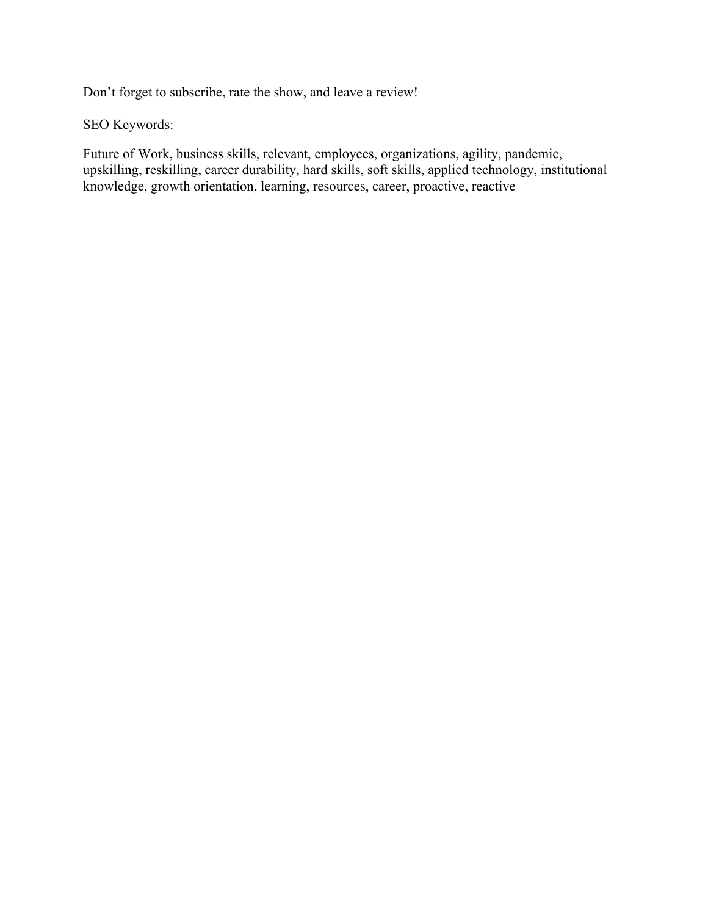Don't forget to subscribe, rate the show, and leave a review!

SEO Keywords:

Future of Work, business skills, relevant, employees, organizations, agility, pandemic, upskilling, reskilling, career durability, hard skills, soft skills, applied technology, institutional knowledge, growth orientation, learning, resources, career, proactive, reactive